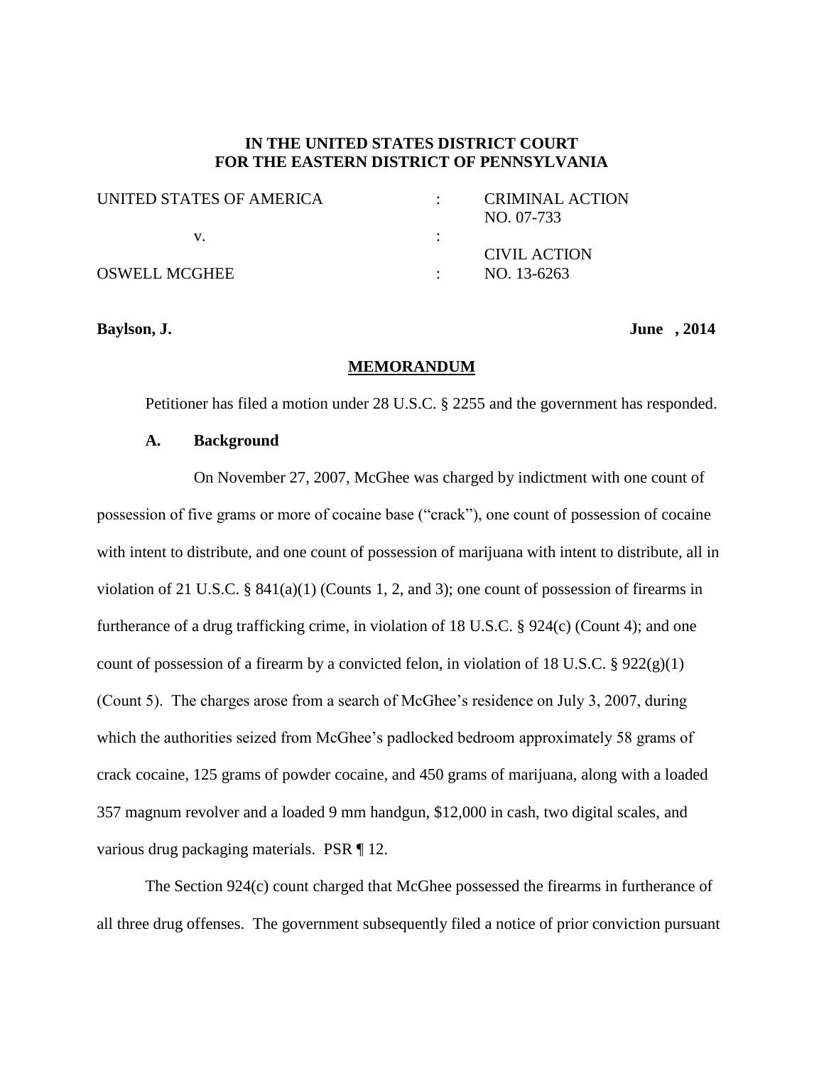**IN THE UNITED STATES DISTRICT COURT**
**FOR THE EASTERN DISTRICT OF PENNSYLVANIA**

| | | |
|---|---|---|
| UNITED STATES OF AMERICA | : | CRIMINAL ACTION NO. 07-733 |
| v. | : | |
| OSWELL MCGHEE | : | CIVIL ACTION NO. 13-6263 |

**Baylson, J.** **June , 2014**

**MEMORANDUM**

Petitioner has filed a motion under 28 U.S.C. § 2255 and the government has responded.

**A. Background**

On November 27, 2007, McGhee was charged by indictment with one count of possession of five grams or more of cocaine base ("crack"), one count of possession of cocaine with intent to distribute, and one count of possession of marijuana with intent to distribute, all in violation of 21 U.S.C. § 841(a)(1) (Counts 1, 2, and 3); one count of possession of firearms in furtherance of a drug trafficking crime, in violation of 18 U.S.C. § 924(c) (Count 4); and one count of possession of a firearm by a convicted felon, in violation of 18 U.S.C. § 922(g)(1) (Count 5). The charges arose from a search of McGhee's residence on July 3, 2007, during which the authorities seized from McGhee's padlocked bedroom approximately 58 grams of crack cocaine, 125 grams of powder cocaine, and 450 grams of marijuana, along with a loaded 357 magnum revolver and a loaded 9 mm handgun, $12,000 in cash, two digital scales, and various drug packaging materials. PSR ¶ 12.

The Section 924(c) count charged that McGhee possessed the firearms in furtherance of all three drug offenses. The government subsequently filed a notice of prior conviction pursuant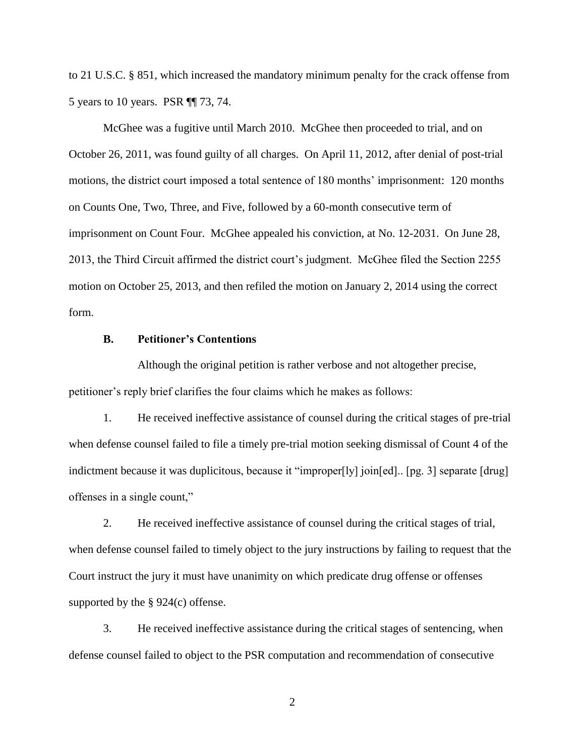to 21 U.S.C. § 851, which increased the mandatory minimum penalty for the crack offense from 5 years to 10 years. PSR ¶¶ 73, 74.

McGhee was a fugitive until March 2010. McGhee then proceeded to trial, and on October 26, 2011, was found guilty of all charges. On April 11, 2012, after denial of post-trial motions, the district court imposed a total sentence of 180 months' imprisonment: 120 months on Counts One, Two, Three, and Five, followed by a 60-month consecutive term of imprisonment on Count Four. McGhee appealed his conviction, at No. 12-2031. On June 28, 2013, the Third Circuit affirmed the district court's judgment. McGhee filed the Section 2255 motion on October 25, 2013, and then refiled the motion on January 2, 2014 using the correct form.

### B. Petitioner's Contentions

Although the original petition is rather verbose and not altogether precise, petitioner's reply brief clarifies the four claims which he makes as follows:

1. He received ineffective assistance of counsel during the critical stages of pre-trial when defense counsel failed to file a timely pre-trial motion seeking dismissal of Count 4 of the indictment because it was duplicitous, because it "improper[ly] join[ed].. [pg. 3] separate [drug] offenses in a single count,"

2. He received ineffective assistance of counsel during the critical stages of trial, when defense counsel failed to timely object to the jury instructions by failing to request that the Court instruct the jury it must have unanimity on which predicate drug offense or offenses supported by the § 924(c) offense.

3. He received ineffective assistance during the critical stages of sentencing, when defense counsel failed to object to the PSR computation and recommendation of consecutive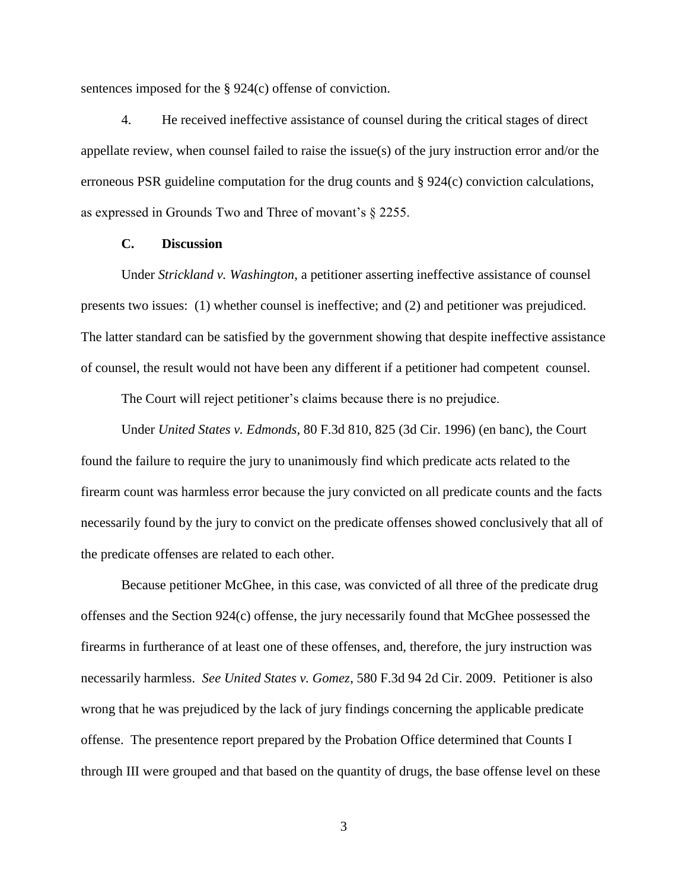sentences imposed for the § 924(c) offense of conviction.

4. He received ineffective assistance of counsel during the critical stages of direct appellate review, when counsel failed to raise the issue(s) of the jury instruction error and/or the erroneous PSR guideline computation for the drug counts and § 924(c) conviction calculations, as expressed in Grounds Two and Three of movant's § 2255.

### C. Discussion

Under *Strickland v. Washington*, a petitioner asserting ineffective assistance of counsel presents two issues: (1) whether counsel is ineffective; and (2) and petitioner was prejudiced. The latter standard can be satisfied by the government showing that despite ineffective assistance of counsel, the result would not have been any different if a petitioner had competent counsel.

The Court will reject petitioner's claims because there is no prejudice.

Under *United States v. Edmonds*, 80 F.3d 810, 825 (3d Cir. 1996) (en banc), the Court found the failure to require the jury to unanimously find which predicate acts related to the firearm count was harmless error because the jury convicted on all predicate counts and the facts necessarily found by the jury to convict on the predicate offenses showed conclusively that all of the predicate offenses are related to each other.

Because petitioner McGhee, in this case, was convicted of all three of the predicate drug offenses and the Section 924(c) offense, the jury necessarily found that McGhee possessed the firearms in furtherance of at least one of these offenses, and, therefore, the jury instruction was necessarily harmless. *See United States v. Gomez*, 580 F.3d 94 2d Cir. 2009. Petitioner is also wrong that he was prejudiced by the lack of jury findings concerning the applicable predicate offense. The presentence report prepared by the Probation Office determined that Counts I through III were grouped and that based on the quantity of drugs, the base offense level on these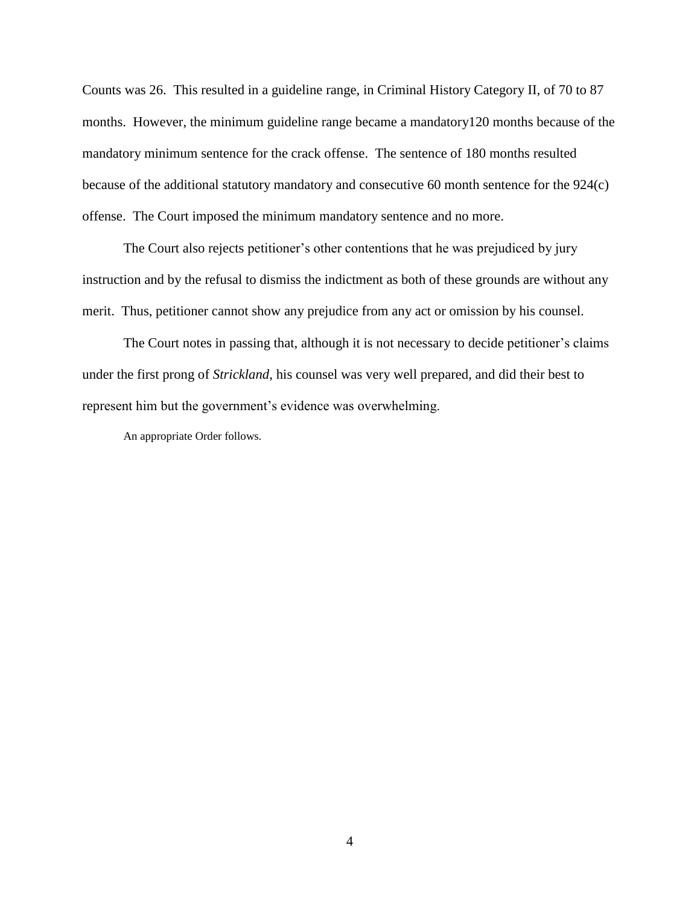Counts was 26. This resulted in a guideline range, in Criminal History Category II, of 70 to 87 months. However, the minimum guideline range became a mandatory120 months because of the mandatory minimum sentence for the crack offense. The sentence of 180 months resulted because of the additional statutory mandatory and consecutive 60 month sentence for the 924(c) offense. The Court imposed the minimum mandatory sentence and no more.

The Court also rejects petitioner's other contentions that he was prejudiced by jury instruction and by the refusal to dismiss the indictment as both of these grounds are without any merit. Thus, petitioner cannot show any prejudice from any act or omission by his counsel.

The Court notes in passing that, although it is not necessary to decide petitioner's claims under the first prong of *Strickland*, his counsel was very well prepared, and did their best to represent him but the government's evidence was overwhelming.

An appropriate Order follows.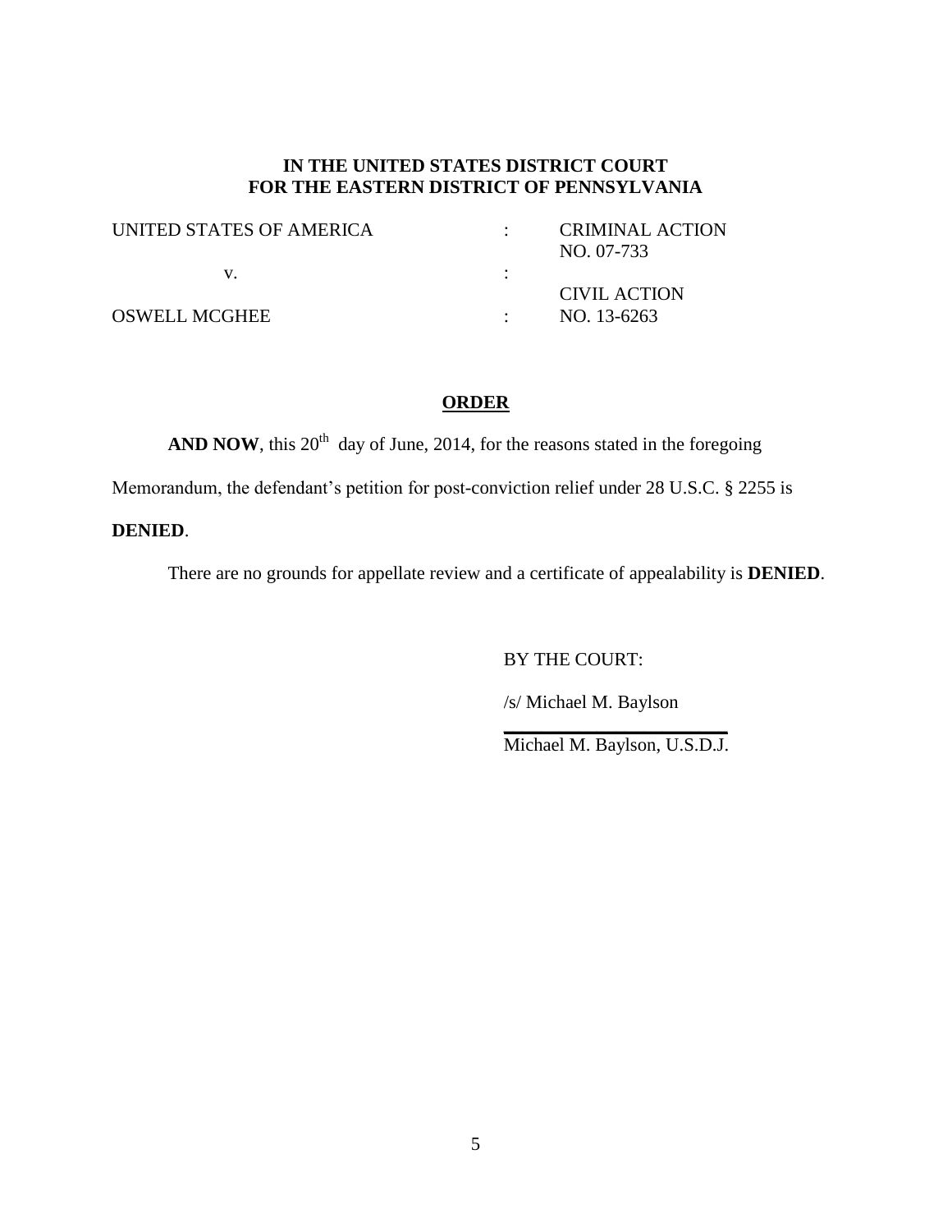**IN THE UNITED STATES DISTRICT COURT**
**FOR THE EASTERN DISTRICT OF PENNSYLVANIA**

| | | |
|---|---|---|
| UNITED STATES OF AMERICA | : | CRIMINAL ACTION NO. 07-733 |
| v. | : | |
| OSWELL MCGHEE | : | CIVIL ACTION NO. 13-6263 |

**ORDER**

**AND NOW**, this 20th day of June, 2014, for the reasons stated in the foregoing Memorandum, the defendant's petition for post-conviction relief under 28 U.S.C. § 2255 is **DENIED**.

There are no grounds for appellate review and a certificate of appealability is **DENIED**.

BY THE COURT:

/s/ Michael M. Baylson

Michael M. Baylson, U.S.D.J.